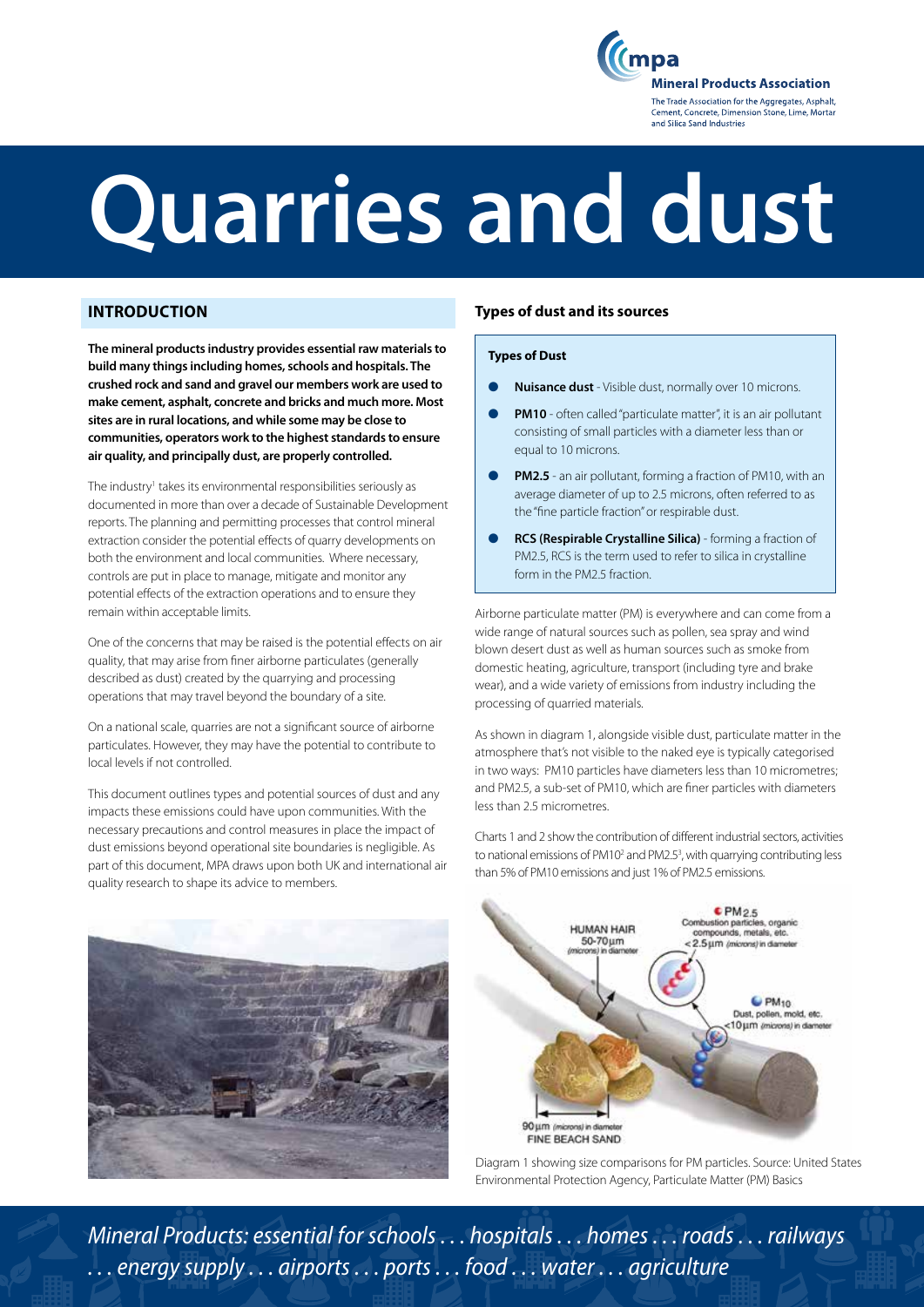# Quarries and dust

## INTRODUCTION

**The mineral products industry provides essential raw materials to build many things including homes, schools and hospitals. The crushed rock and sand and gravel our members work are used to make cement, asphalt, concrete and bricks and much more. Most sites are in rural locations, and while some may be close to communities, operators work to the highest standards to ensure air quality, and principally dust, are properly controlled.**

The industry[1] takes its environmental responsibilities seriously as documented in more than over a decade of Sustainable Development reports. The planning and permitting processes that control mineral extraction consider the potential effects of quarry developments on both the environment and local communities. Where necessary, controls are put in place to manage, mitigate and monitor any potential effects of the extraction operations and to ensure they remain within acceptable limits.

One of the concerns that may be raised is the potential effects on air quality, that may arise from finer airborne particulates (generally described as dust) created by the quarrying and processing operations that may travel beyond the boundary of a site.

On a national scale, quarries are not a significant source of airborne particulates. However, they may have the potential to contribute to local levels if not controlled.

This document outlines types and potential sources of dust and any impacts these emissions could have upon communities. With the necessary precautions and control measures in place the impact of dust emissions beyond operational site boundaries is negligible. As part of this document, MPA draws upon both UK and international air quality research to shape its advice to members.

### Types of dust and its sources

**Types of Dust**

- **Nuisance dust** - Visible dust, normally over 10 microns.
- **PM10** - often called "particulate matter", it is an air pollutant consisting of small particles with a diameter less than or equal to 10 microns.
- **PM2.5** - an air pollutant, forming a fraction of PM10, with an average diameter of up to 2.5 microns, often referred to as the "fine particle fraction" or respirable dust.
- **RCS (Respirable Crystalline Silica)** - forming a fraction of PM2.5, RCS is the term used to refer to silica in crystalline form in the PM2.5 fraction.

Airborne particulate matter (PM) is everywhere and can come from a wide range of natural sources such as pollen, sea spray and wind blown desert dust as well as human sources such as smoke from domestic heating, agriculture, transport (including tyre and brake wear), and a wide variety of emissions from industry including the processing of quarried materials.

As shown in diagram 1, alongside visible dust, particulate matter in the atmosphere that's not visible to the naked eye is typically categorised in two ways: PM10 particles have diameters less than 10 micrometres; and PM2.5, a sub-set of PM10, which are finer particles with diameters less than 2.5 micrometres.

Charts 1 and 2 show the contribution of different industrial sectors, activities to national emissions of PM10[2] and PM2.5[3], with quarrying contributing less than 5% of PM10 emissions and just 1% of PM2.5 emissions.

Diagram 1 showing size comparisons for PM particles. Source: United States Environmental Protection Agency, Particulate Matter (PM) Basics

*Mineral Products: essential for schools . . . hospitals . . . homes . . . roads . . . railways . . . energy supply . . . airports . . . ports . . . food . . . water . . . agriculture*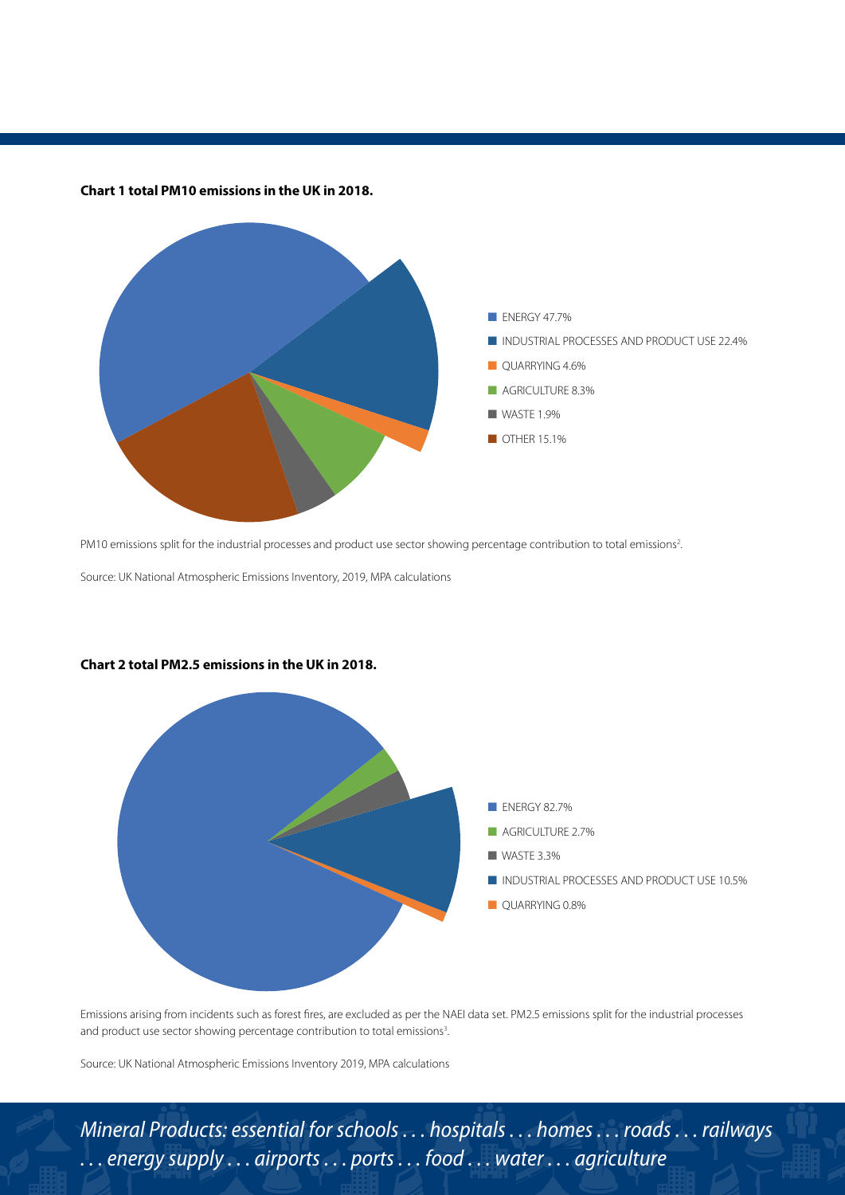**Chart 1 total PM10 emissions in the UK in 2018.**

- ENERGY 47.7%
- INDUSTRIAL PROCESSES AND PRODUCT USE 22.4%
- QUARRYING 4.6%
- AGRICULTURE 8.3%
- WASTE 1.9%
- OTHER 15.1%

PM10 emissions split for the industrial processes and product use sector showing percentage contribution to total emissions[2].

Source: UK National Atmospheric Emissions Inventory, 2019, MPA calculations

**Chart 2 total PM2.5 emissions in the UK in 2018.**

- ENERGY 82.7%
- AGRICULTURE 2.7%
- WASTE 3.3%
- INDUSTRIAL PROCESSES AND PRODUCT USE 10.5%
- QUARRYING 0.8%

Emissions arising from incidents such as forest fires, are excluded as per the NAEI data set. PM2.5 emissions split for the industrial processes and product use sector showing percentage contribution to total emissions[3].

Source: UK National Atmospheric Emissions Inventory 2019, MPA calculations

*Mineral Products: essential for schools . . . hospitals . . . homes . . . roads . . . railways . . . energy supply . . . airports . . . ports . . . food . . . water . . . agriculture*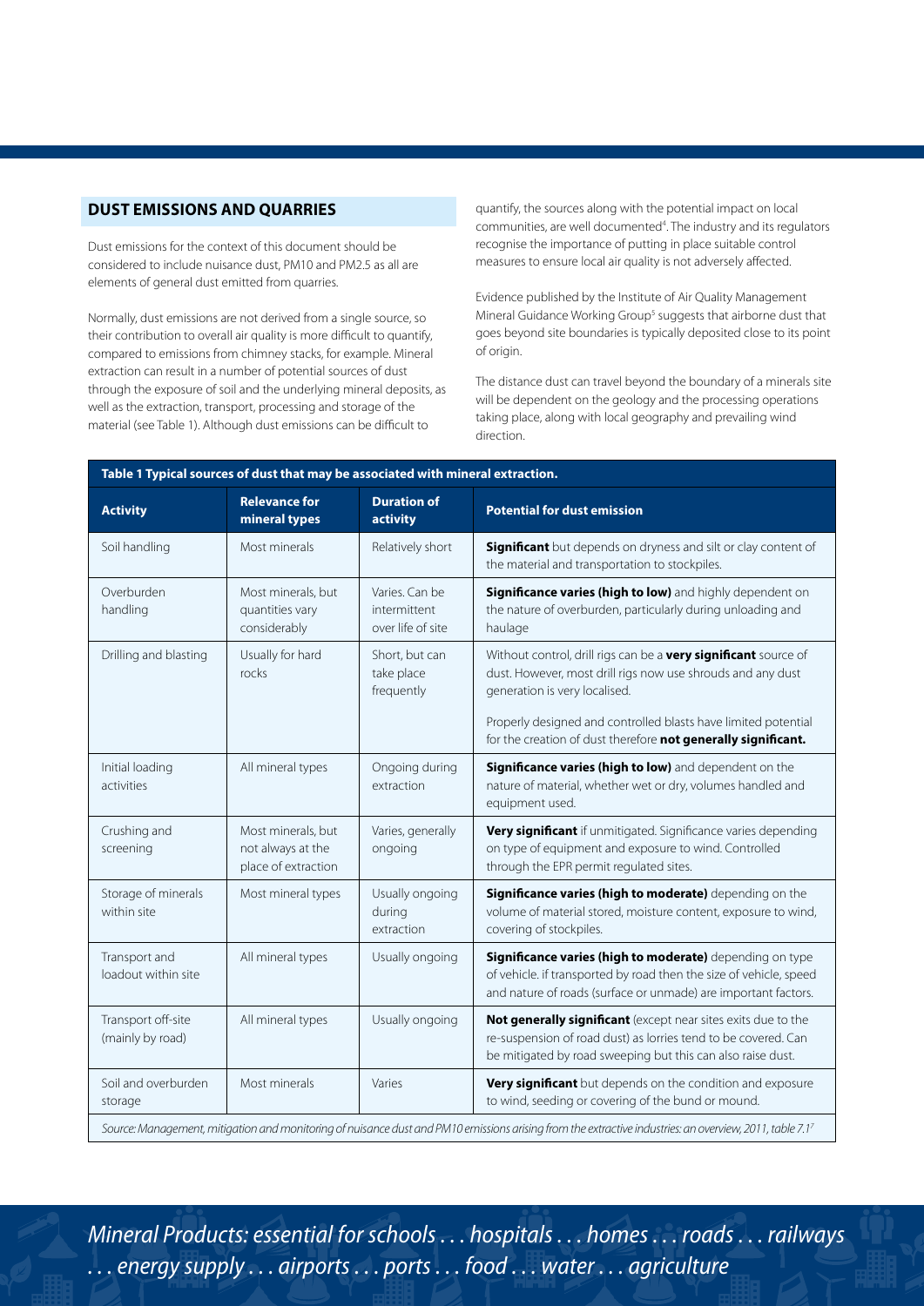## DUST EMISSIONS AND QUARRIES

Dust emissions for the context of this document should be considered to include nuisance dust, PM10 and PM2.5 as all are elements of general dust emitted from quarries.

Normally, dust emissions are not derived from a single source, so their contribution to overall air quality is more difficult to quantify, compared to emissions from chimney stacks, for example. Mineral extraction can result in a number of potential sources of dust through the exposure of soil and the underlying mineral deposits, as well as the extraction, transport, processing and storage of the material (see Table 1). Although dust emissions can be difficult to quantify, the sources along with the potential impact on local communities, are well documented[4]. The industry and its regulators recognise the importance of putting in place suitable control measures to ensure local air quality is not adversely affected.

Evidence published by the Institute of Air Quality Management Mineral Guidance Working Group[5] suggests that airborne dust that goes beyond site boundaries is typically deposited close to its point of origin.

The distance dust can travel beyond the boundary of a minerals site will be dependent on the geology and the processing operations taking place, along with local geography and prevailing wind direction.

**Table 1 Typical sources of dust that may be associated with mineral extraction.**

| Activity | Relevance for mineral types | Duration of activity | Potential for dust emission |
|---|---|---|---|
| Soil handling | Most minerals | Relatively short | **Significant** but depends on dryness and silt or clay content of the material and transportation to stockpiles. |
| Overburden handling | Most minerals, but quantities vary considerably | Varies. Can be intermittent over life of site | **Significance varies (high to low)** and highly dependent on the nature of overburden, particularly during unloading and haulage |
| Drilling and blasting | Usually for hard rocks | Short, but can take place frequently | Without control, drill rigs can be a **very significant** source of dust. However, most drill rigs now use shrouds and any dust generation is very localised. Properly designed and controlled blasts have limited potential for the creation of dust therefore **not generally significant.** |
| Initial loading activities | All mineral types | Ongoing during extraction | **Significance varies (high to low)** and dependent on the nature of material, whether wet or dry, volumes handled and equipment used. |
| Crushing and screening | Most minerals, but not always at the place of extraction | Varies, generally ongoing | **Very significant** if unmitigated. Significance varies depending on type of equipment and exposure to wind. Controlled through the EPR permit regulated sites. |
| Storage of minerals within site | Most mineral types | Usually ongoing during extraction | **Significance varies (high to moderate)** depending on the volume of material stored, moisture content, exposure to wind, covering of stockpiles. |
| Transport and loadout within site | All mineral types | Usually ongoing | **Significance varies (high to moderate)** depending on type of vehicle. if transported by road then the size of vehicle, speed and nature of roads (surface or unmade) are important factors. |
| Transport off-site (mainly by road) | All mineral types | Usually ongoing | **Not generally significant** (except near sites exits due to the re-suspension of road dust) as lorries tend to be covered. Can be mitigated by road sweeping but this can also raise dust. |
| Soil and overburden storage | Most minerals | Varies | **Very significant** but depends on the condition and exposure to wind, seeding or covering of the bund or mound. |

*Source: Management, mitigation and monitoring of nuisance dust and PM10 emissions arising from the extractive industries: an overview, 2011, table 7.1[7]*

*Mineral Products: essential for schools . . . hospitals . . . homes . . . roads . . . railways . . . energy supply . . . airports . . . ports . . . food . . . water . . . agriculture*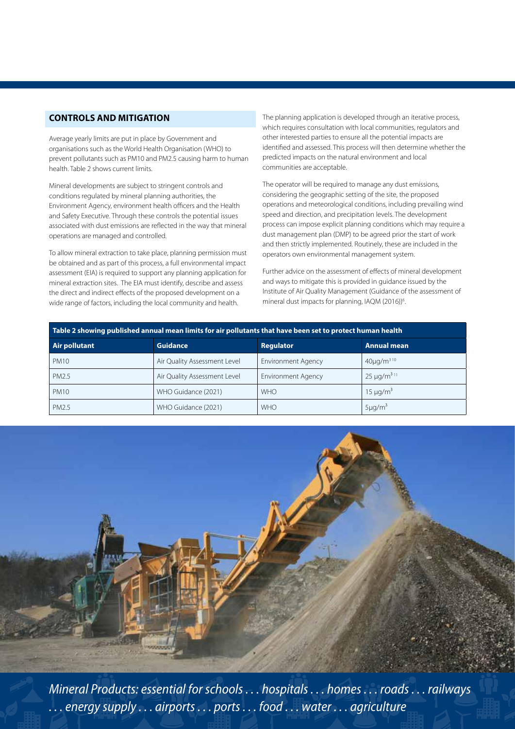## CONTROLS AND MITIGATION

Average yearly limits are put in place by Government and organisations such as the World Health Organisation (WHO) to prevent pollutants such as PM10 and PM2.5 causing harm to human health. Table 2 shows current limits.

Mineral developments are subject to stringent controls and conditions regulated by mineral planning authorities, the Environment Agency, environment health officers and the Health and Safety Executive. Through these controls the potential issues associated with dust emissions are reflected in the way that mineral operations are managed and controlled.

To allow mineral extraction to take place, planning permission must be obtained and as part of this process, a full environmental impact assessment (EIA) is required to support any planning application for mineral extraction sites. The EIA must identify, describe and assess the direct and indirect effects of the proposed development on a wide range of factors, including the local community and health.

The planning application is developed through an iterative process, which requires consultation with local communities, regulators and other interested parties to ensure all the potential impacts are identified and assessed. This process will then determine whether the predicted impacts on the natural environment and local communities are acceptable.

The operator will be required to manage any dust emissions, considering the geographic setting of the site, the proposed operations and meteorological conditions, including prevailing wind speed and direction, and precipitation levels. The development process can impose explicit planning conditions which may require a dust management plan (DMP) to be agreed prior the start of work and then strictly implemented. Routinely, these are included in the operators own environmental management system.

Further advice on the assessment of effects of mineral development and ways to mitigate this is provided in guidance issued by the Institute of Air Quality Management (Guidance of the assessment of mineral dust impacts for planning, IAQM (2016))[6].

**Table 2 showing published annual mean limits for air pollutants that have been set to protect human health**

| Air pollutant | Guidance | Regulator | Annual mean |
|---|---|---|---|
| PM10 | Air Quality Assessment Level | Environment Agency | 40µg/m$^3$ [10] |
| PM2.5 | Air Quality Assessment Level | Environment Agency | 25 µg/m$^3$ [11] |
| PM10 | WHO Guidance (2021) | WHO | 15 µg/m$^3$ |
| PM2.5 | WHO Guidance (2021) | WHO | 5µg/m$^3$ |

*Mineral Products: essential for schools . . . hospitals . . . homes . . . roads . . . railways . . . energy supply . . . airports . . . ports . . . food . . . water . . . agriculture*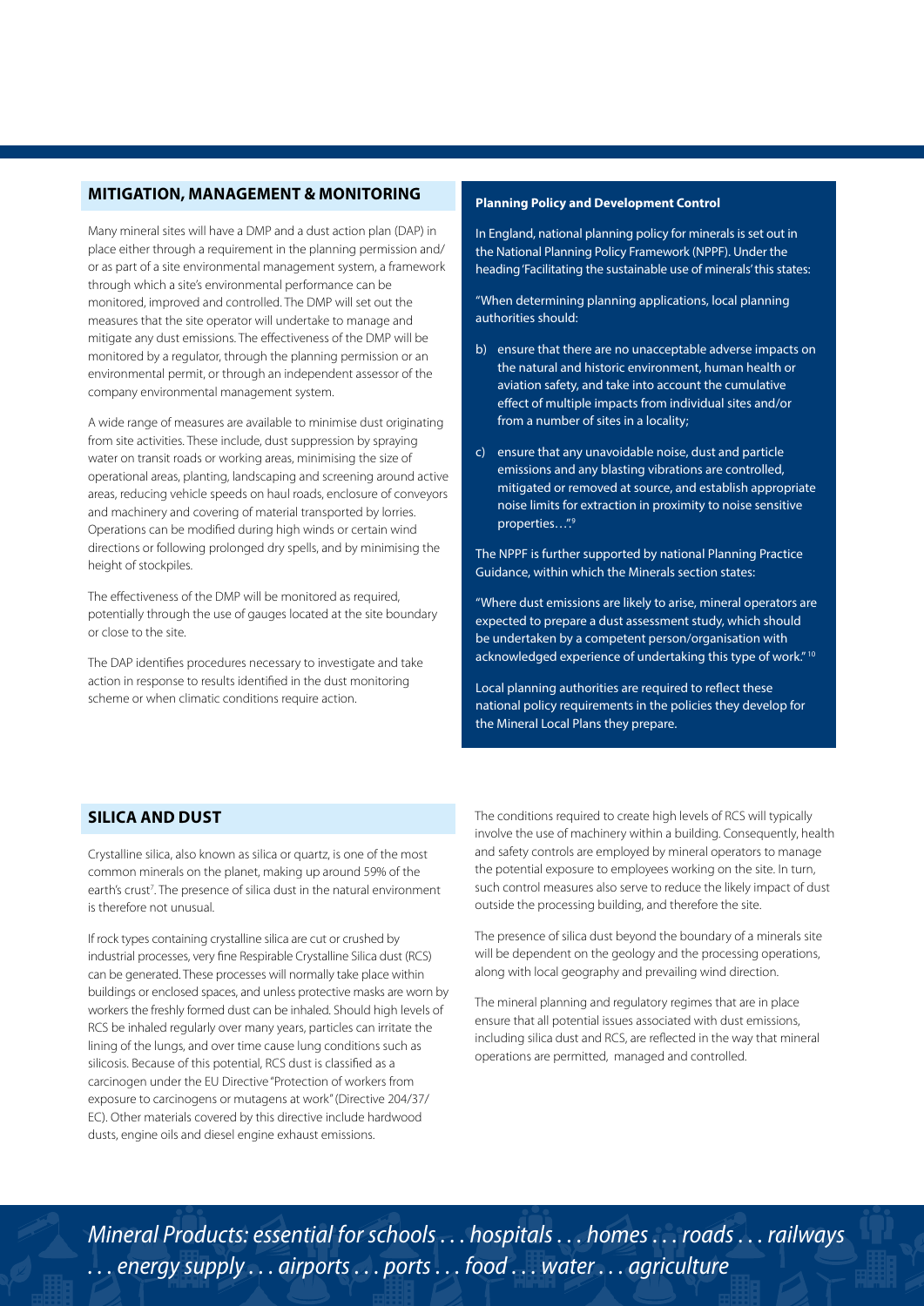## MITIGATION, MANAGEMENT & MONITORING

Many mineral sites will have a DMP and a dust action plan (DAP) in place either through a requirement in the planning permission and/or as part of a site environmental management system, a framework through which a site's environmental performance can be monitored, improved and controlled. The DMP will set out the measures that the site operator will undertake to manage and mitigate any dust emissions. The effectiveness of the DMP will be monitored by a regulator, through the planning permission or an environmental permit, or through an independent assessor of the company environmental management system.

A wide range of measures are available to minimise dust originating from site activities. These include, dust suppression by spraying water on transit roads or working areas, minimising the size of operational areas, planting, landscaping and screening around active areas, reducing vehicle speeds on haul roads, enclosure of conveyors and machinery and covering of material transported by lorries. Operations can be modified during high winds or certain wind directions or following prolonged dry spells, and by minimising the height of stockpiles.

The effectiveness of the DMP will be monitored as required, potentially through the use of gauges located at the site boundary or close to the site.

The DAP identifies procedures necessary to investigate and take action in response to results identified in the dust monitoring scheme or when climatic conditions require action.

**Planning Policy and Development Control**

In England, national planning policy for minerals is set out in the National Planning Policy Framework (NPPF). Under the heading 'Facilitating the sustainable use of minerals' this states:

"When determining planning applications, local planning authorities should:

b) ensure that there are no unacceptable adverse impacts on the natural and historic environment, human health or aviation safety, and take into account the cumulative effect of multiple impacts from individual sites and/or from a number of sites in a locality;

c) ensure that any unavoidable noise, dust and particle emissions and any blasting vibrations are controlled, mitigated or removed at source, and establish appropriate noise limits for extraction in proximity to noise sensitive properties…".[9]

The NPPF is further supported by national Planning Practice Guidance, within which the Minerals section states:

"Where dust emissions are likely to arise, mineral operators are expected to prepare a dust assessment study, which should be undertaken by a competent person/organisation with acknowledged experience of undertaking this type of work."[10]

Local planning authorities are required to reflect these national policy requirements in the policies they develop for the Mineral Local Plans they prepare.

## SILICA AND DUST

Crystalline silica, also known as silica or quartz, is one of the most common minerals on the planet, making up around 59% of the earth's crust[7]. The presence of silica dust in the natural environment is therefore not unusual.

If rock types containing crystalline silica are cut or crushed by industrial processes, very fine Respirable Crystalline Silica dust (RCS) can be generated. These processes will normally take place within buildings or enclosed spaces, and unless protective masks are worn by workers the freshly formed dust can be inhaled. Should high levels of RCS be inhaled regularly over many years, particles can irritate the lining of the lungs, and over time cause lung conditions such as silicosis. Because of this potential, RCS dust is classified as a carcinogen under the EU Directive "Protection of workers from exposure to carcinogens or mutagens at work" (Directive 204/37/EC). Other materials covered by this directive include hardwood dusts, engine oils and diesel engine exhaust emissions.

The conditions required to create high levels of RCS will typically involve the use of machinery within a building. Consequently, health and safety controls are employed by mineral operators to manage the potential exposure to employees working on the site. In turn, such control measures also serve to reduce the likely impact of dust outside the processing building, and therefore the site.

The presence of silica dust beyond the boundary of a minerals site will be dependent on the geology and the processing operations, along with local geography and prevailing wind direction.

The mineral planning and regulatory regimes that are in place ensure that all potential issues associated with dust emissions, including silica dust and RCS, are reflected in the way that mineral operations are permitted, managed and controlled.

*Mineral Products: essential for schools . . . hospitals . . . homes . . . roads . . . railways . . . energy supply . . . airports . . . ports . . . food . . . water . . . agriculture*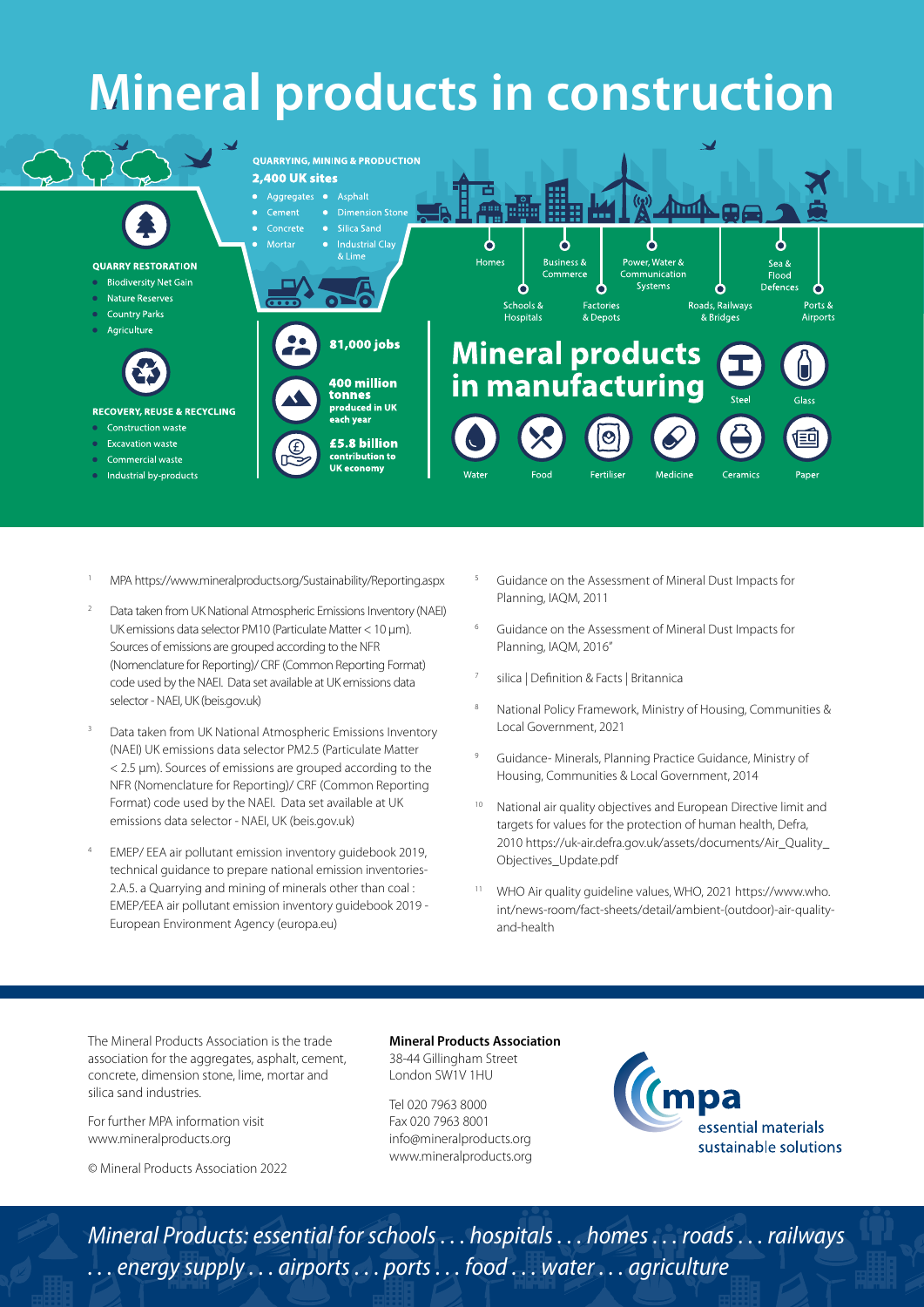# Mineral products in construction

**QUARRY RESTORATION**

- Biodiversity Net Gain
- Nature Reserves
- Country Parks
- Agriculture

**RECOVERY, REUSE & RECYCLING**

- Construction waste
- Excavation waste
- Commercial waste
- Industrial by-products

**QUARRYING, MINING & PRODUCTION**

**2,400 UK sites**

- Aggregates
- Asphalt
- Cement
- Dimension Stone
- Concrete
- Silica Sand
- Mortar
- Industrial Clay & Lime

**81,000 jobs**

**400 million tonnes** produced in UK each year

**£5.8 billion** contribution to UK economy

Homes · Schools & Hospitals · Business & Commerce · Factories & Depots · Power, Water & Communication Systems · Roads, Railways & Bridges · Sea & Flood Defences · Ports & Airports

## Mineral products in manufacturing

Steel · Glass · Water · Food · Fertiliser · Medicine · Ceramics · Paper

1. MPA https://www.mineralproducts.org/Sustainability/Reporting.aspx
2. Data taken from UK National Atmospheric Emissions Inventory (NAEI) UK emissions data selector PM10 (Particulate Matter < 10 μm). Sources of emissions are grouped according to the NFR (Nomenclature for Reporting)/ CRF (Common Reporting Format) code used by the NAEI. Data set available at UK emissions data selector - NAEI, UK (beis.gov.uk)
3. Data taken from UK National Atmospheric Emissions Inventory (NAEI) UK emissions data selector PM2.5 (Particulate Matter < 2.5 μm). Sources of emissions are grouped according to the NFR (Nomenclature for Reporting)/ CRF (Common Reporting Format) code used by the NAEI. Data set available at UK emissions data selector - NAEI, UK (beis.gov.uk)
4. EMEP/ EEA air pollutant emission inventory guidebook 2019, technical guidance to prepare national emission inventories- 2.A.5. a Quarrying and mining of minerals other than coal : EMEP/EEA air pollutant emission inventory guidebook 2019 - European Environment Agency (europa.eu)
5. Guidance on the Assessment of Mineral Dust Impacts for Planning, IAQM, 2011
6. Guidance on the Assessment of Mineral Dust Impacts for Planning, IAQM, 2016"
7. silica | Definition & Facts | Britannica
8. National Policy Framework, Ministry of Housing, Communities & Local Government, 2021
9. Guidance- Minerals, Planning Practice Guidance, Ministry of Housing, Communities & Local Government, 2014
10. National air quality objectives and European Directive limit and targets for values for the protection of human health, Defra, 2010 https://uk-air.defra.gov.uk/assets/documents/Air_Quality_Objectives_Update.pdf
11. WHO Air quality guideline values, WHO, 2021 https://www.who.int/news-room/fact-sheets/detail/ambient-(outdoor)-air-quality-and-health

The Mineral Products Association is the trade association for the aggregates, asphalt, cement, concrete, dimension stone, lime, mortar and silica sand industries.

For further MPA information visit www.mineralproducts.org

© Mineral Products Association 2022

**Mineral Products Association**
38-44 Gillingham Street
London SW1V 1HU

Tel 020 7963 8000
Fax 020 7963 8001
info@mineralproducts.org
www.mineralproducts.org

mpa
essential materials
sustainable solutions

*Mineral Products: essential for schools . . . hospitals . . . homes . . . roads . . . railways . . . energy supply . . . airports . . . ports . . . food . . . water . . . agriculture*